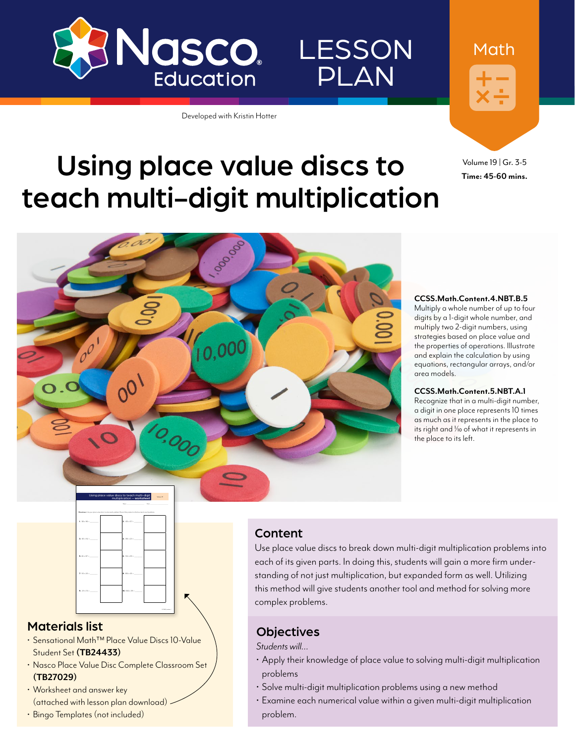Nasco Education

# LESSON PLAN

Math

Developed with Kristin Hotter

Volume 19 | Gr. 3-5
**Time: 45-60 mins.**

# Using place value discs to teach multi-digit multiplication

**CCSS.Math.Content.4.NBT.B.5**
Multiply a whole number of up to four digits by a 1-digit whole number, and multiply two 2-digit numbers, using strategies based on place value and the properties of operations. Illustrate and explain the calculation by using equations, rectangular arrays, and/or area models.

**CCSS.Math.Content.5.NBT.A.1**
Recognize that in a multi-digit number, a digit in one place represents 10 times as much as it represents in the place to its right and 1⁄10 of what it represents in the place to its left.

## Materials list

- Sensational Math™ Place Value Discs 10-Value Student Set **(TB24433)**
- Nasco Place Value Disc Complete Classroom Set **(TB27029)**
- Worksheet and answer key (attached with lesson plan download)
- Bingo Templates (not included)

## Content

Use place value discs to break down multi-digit multiplication problems into each of its given parts. In doing this, students will gain a more firm understanding of not just multiplication, but expanded form as well. Utilizing this method will give students another tool and method for solving more complex problems.

## Objectives

*Students will...*

- Apply their knowledge of place value to solving multi-digit multiplication problems
- Solve multi-digit multiplication problems using a new method
- Examine each numerical value within a given multi-digit multiplication problem.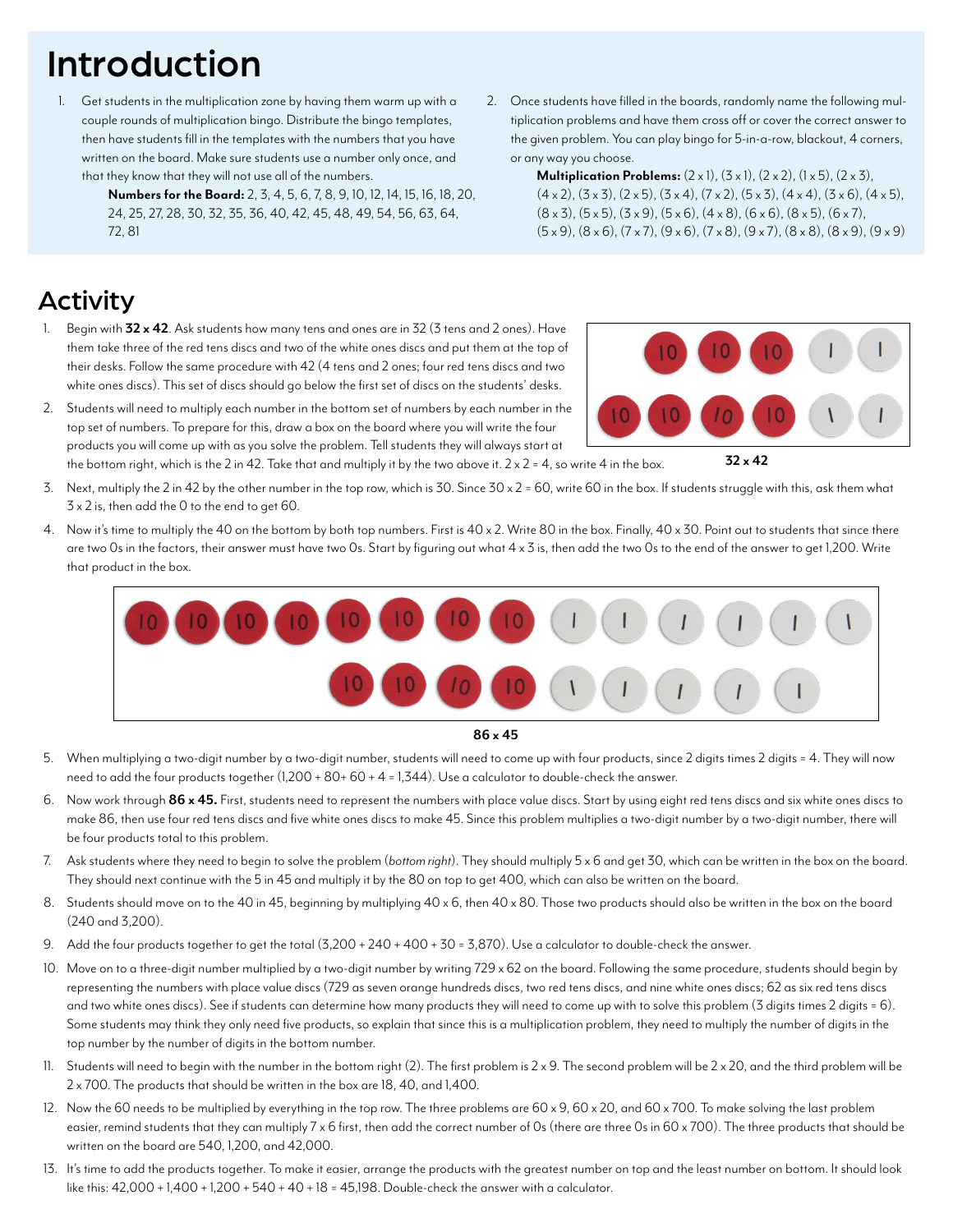# Introduction

1. Get students in the multiplication zone by having them warm up with a couple rounds of multiplication bingo. Distribute the bingo templates, then have students fill in the templates with the numbers that you have written on the board. Make sure students use a number only once, and that they know that they will not use all of the numbers.

   **Numbers for the Board:** 2, 3, 4, 5, 6, 7, 8, 9, 10, 12, 14, 15, 16, 18, 20, 24, 25, 27, 28, 30, 32, 35, 36, 40, 42, 45, 48, 49, 54, 56, 63, 64, 72, 81

2. Once students have filled in the boards, randomly name the following multiplication problems and have them cross off or cover the correct answer to the given problem. You can play bingo for 5-in-a-row, blackout, 4 corners, or any way you choose.

   **Multiplication Problems:** (2 x 1), (3 x 1), (2 x 2), (1 x 5), (2 x 3), (4 x 2), (3 x 3), (2 x 5), (3 x 4), (7 x 2), (5 x 3), (4 x 4), (3 x 6), (4 x 5), (8 x 3), (5 x 5), (3 x 9), (5 x 6), (4 x 8), (6 x 6), (8 x 5), (6 x 7), (5 x 9), (8 x 6), (7 x 7), (9 x 6), (7 x 8), (9 x 7), (8 x 8), (8 x 9), (9 x 9)

## Activity

1. Begin with **32 x 42**. Ask students how many tens and ones are in 32 (3 tens and 2 ones). Have them take three of the red tens discs and two of the white ones discs and put them at the top of their desks. Follow the same procedure with 42 (4 tens and 2 ones; four red tens discs and two white ones discs). This set of discs should go below the first set of discs on the students' desks.

2. Students will need to multiply each number in the bottom set of numbers by each number in the top set of numbers. To prepare for this, draw a box on the board where you will write the four products you will come up with as you solve the problem. Tell students they will always start at the bottom right, which is the 2 in 42. Take that and multiply it by the two above it. 2 x 2 = 4, so write 4 in the box.

**32 x 42**

3. Next, multiply the 2 in 42 by the other number in the top row, which is 30. Since 30 x 2 = 60, write 60 in the box. If students struggle with this, ask them what 3 x 2 is, then add the 0 to the end to get 60.

4. Now it's time to multiply the 40 on the bottom by both top numbers. First is 40 x 2. Write 80 in the box. Finally, 40 x 30. Point out to students that since there are two 0s in the factors, their answer must have two 0s. Start by figuring out what 4 x 3 is, then add the two 0s to the end of the answer to get 1,200. Write that product in the box.

**86 x 45**

5. When multiplying a two-digit number by a two-digit number, students will need to come up with four products, since 2 digits times 2 digits = 4. They will now need to add the four products together (1,200 + 80+ 60 + 4 = 1,344). Use a calculator to double-check the answer.

6. Now work through **86 x 45.** First, students need to represent the numbers with place value discs. Start by using eight red tens discs and six white ones discs to make 86, then use four red tens discs and five white ones discs to make 45. Since this problem multiplies a two-digit number by a two-digit number, there will be four products total to this problem.

7. Ask students where they need to begin to solve the problem (*bottom right*). They should multiply 5 x 6 and get 30, which can be written in the box on the board. They should next continue with the 5 in 45 and multiply it by the 80 on top to get 400, which can also be written on the board.

8. Students should move on to the 40 in 45, beginning by multiplying 40 x 6, then 40 x 80. Those two products should also be written in the box on the board (240 and 3,200).

9. Add the four products together to get the total (3,200 + 240 + 400 + 30 = 3,870). Use a calculator to double-check the answer.

10. Move on to a three-digit number multiplied by a two-digit number by writing 729 x 62 on the board. Following the same procedure, students should begin by representing the numbers with place value discs (729 as seven orange hundreds discs, two red tens discs, and nine white ones discs; 62 as six red tens discs and two white ones discs). See if students can determine how many products they will need to come up with to solve this problem (3 digits times 2 digits = 6). Some students may think they only need five products, so explain that since this is a multiplication problem, they need to multiply the number of digits in the top number by the number of digits in the bottom number.

11. Students will need to begin with the number in the bottom right (2). The first problem is 2 x 9. The second problem will be 2 x 20, and the third problem will be 2 x 700. The products that should be written in the box are 18, 40, and 1,400.

12. Now the 60 needs to be multiplied by everything in the top row. The three problems are 60 x 9, 60 x 20, and 60 x 700. To make solving the last problem easier, remind students that they can multiply 7 x 6 first, then add the correct number of 0s (there are three 0s in 60 x 700). The three products that should be written on the board are 540, 1,200, and 42,000.

13. It's time to add the products together. To make it easier, arrange the products with the greatest number on top and the least number on bottom. It should look like this: 42,000 + 1,400 + 1,200 + 540 + 40 + 18 = 45,198. Double-check the answer with a calculator.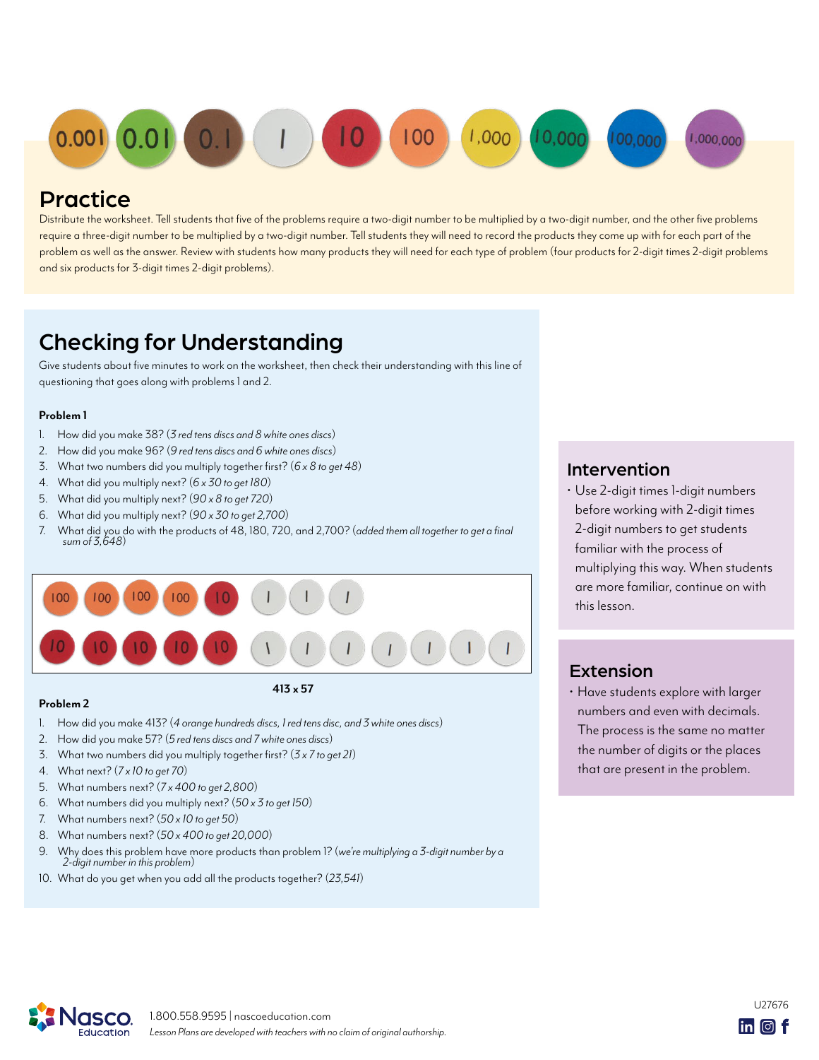## Practice

Distribute the worksheet. Tell students that five of the problems require a two-digit number to be multiplied by a two-digit number, and the other five problems require a three-digit number to be multiplied by a two-digit number. Tell students they will need to record the products they come up with for each part of the problem as well as the answer. Review with students how many products they will need for each type of problem (four products for 2-digit times 2-digit problems and six products for 3-digit times 2-digit problems).

## Checking for Understanding

Give students about five minutes to work on the worksheet, then check their understanding with this line of questioning that goes along with problems 1 and 2.

**Problem 1**

1. How did you make 38? (*3 red tens discs and 8 white ones discs*)
2. How did you make 96? (*9 red tens discs and 6 white ones discs*)
3. What two numbers did you multiply together first? (*6 x 8 to get 48*)
4. What did you multiply next? (*6 x 30 to get 180*)
5. What did you multiply next? (*90 x 8 to get 720*)
6. What did you multiply next? (*90 x 30 to get 2,700*)
7. What did you do with the products of 48, 180, 720, and 2,700? (*added them all together to get a final sum of 3,648*)

**413 x 57**

**Problem 2**

1. How did you make 413? (*4 orange hundreds discs, 1 red tens disc, and 3 white ones discs*)
2. How did you make 57? (*5 red tens discs and 7 white ones discs*)
3. What two numbers did you multiply together first? (*3 x 7 to get 21*)
4. What next? (*7 x 10 to get 70*)
5. What numbers next? (*7 x 400 to get 2,800*)
6. What numbers did you multiply next? (*50 x 3 to get 150*)
7. What numbers next? (*50 x 10 to get 50*)
8. What numbers next? (*50 x 400 to get 20,000*)
9. Why does this problem have more products than problem 1? (*we're multiplying a 3-digit number by a 2-digit number in this problem*)
10. What do you get when you add all the products together? (*23,541*)

## Intervention

- Use 2-digit times 1-digit numbers before working with 2-digit times 2-digit numbers to get students familiar with the process of multiplying this way. When students are more familiar, continue on with this lesson.

## Extension

- Have students explore with larger numbers and even with decimals. The process is the same no matter the number of digits or the places that are present in the problem.

1.800.558.9595 | nascoeducation.com

*Lesson Plans are developed with teachers with no claim of original authorship.*

U27676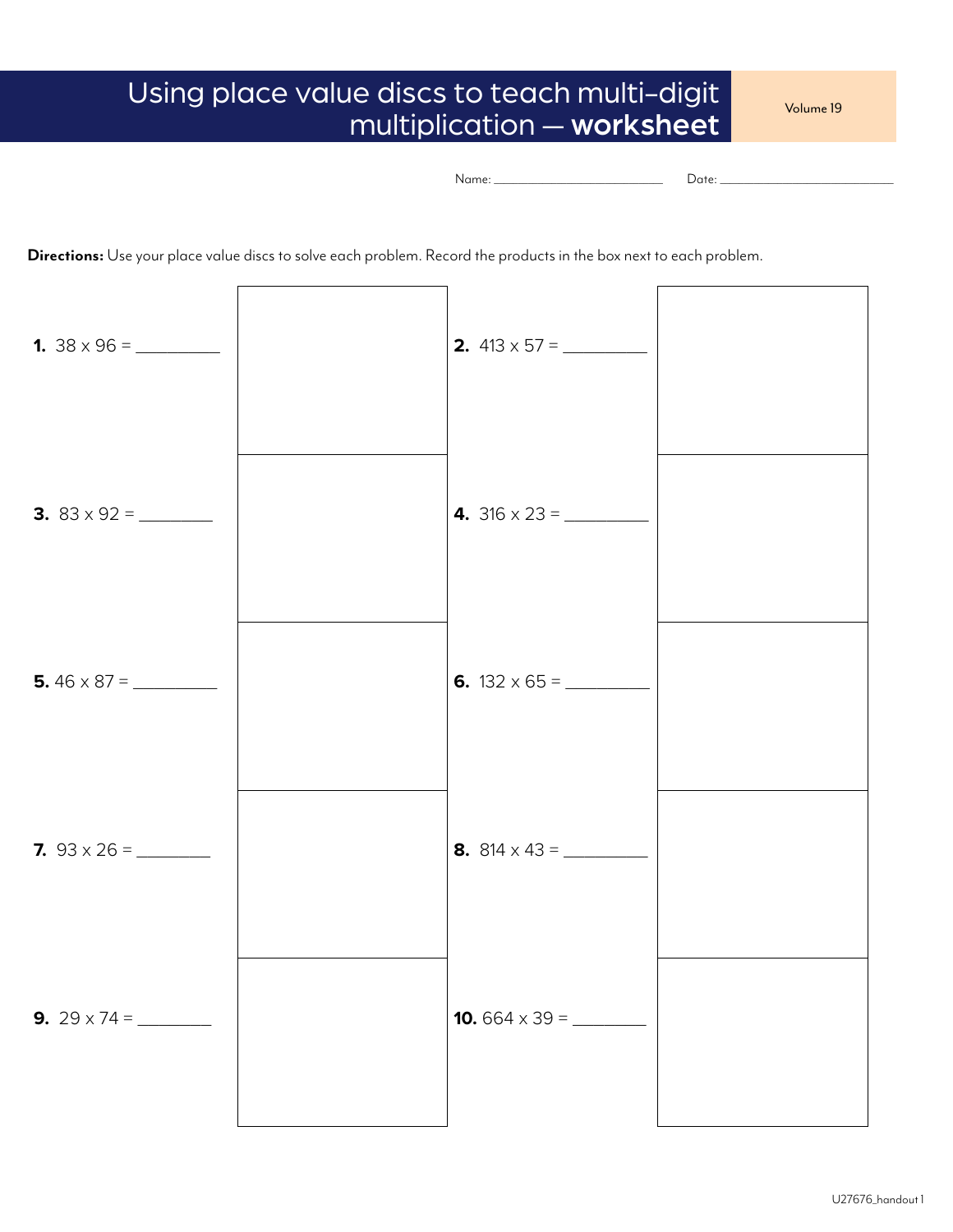# Using place value discs to teach multi-digit multiplication — **worksheet**

Volume 19

Name: ______________________ Date: ______________________

**Directions:** Use your place value discs to solve each problem. Record the products in the box next to each problem.

**1.** 38 x 96 = _________

**2.** 413 x 57 = _________

**3.** 83 x 92 = ________

**4.** 316 x 23 = _________

**5.** 46 x 87 = _________

**6.** 132 x 65 = _________

**7.** 93 x 26 = ________

**8.** 814 x 43 = _________

**9.** 29 x 74 = ________

**10.** 664 x 39 = ________

U27676_handout 1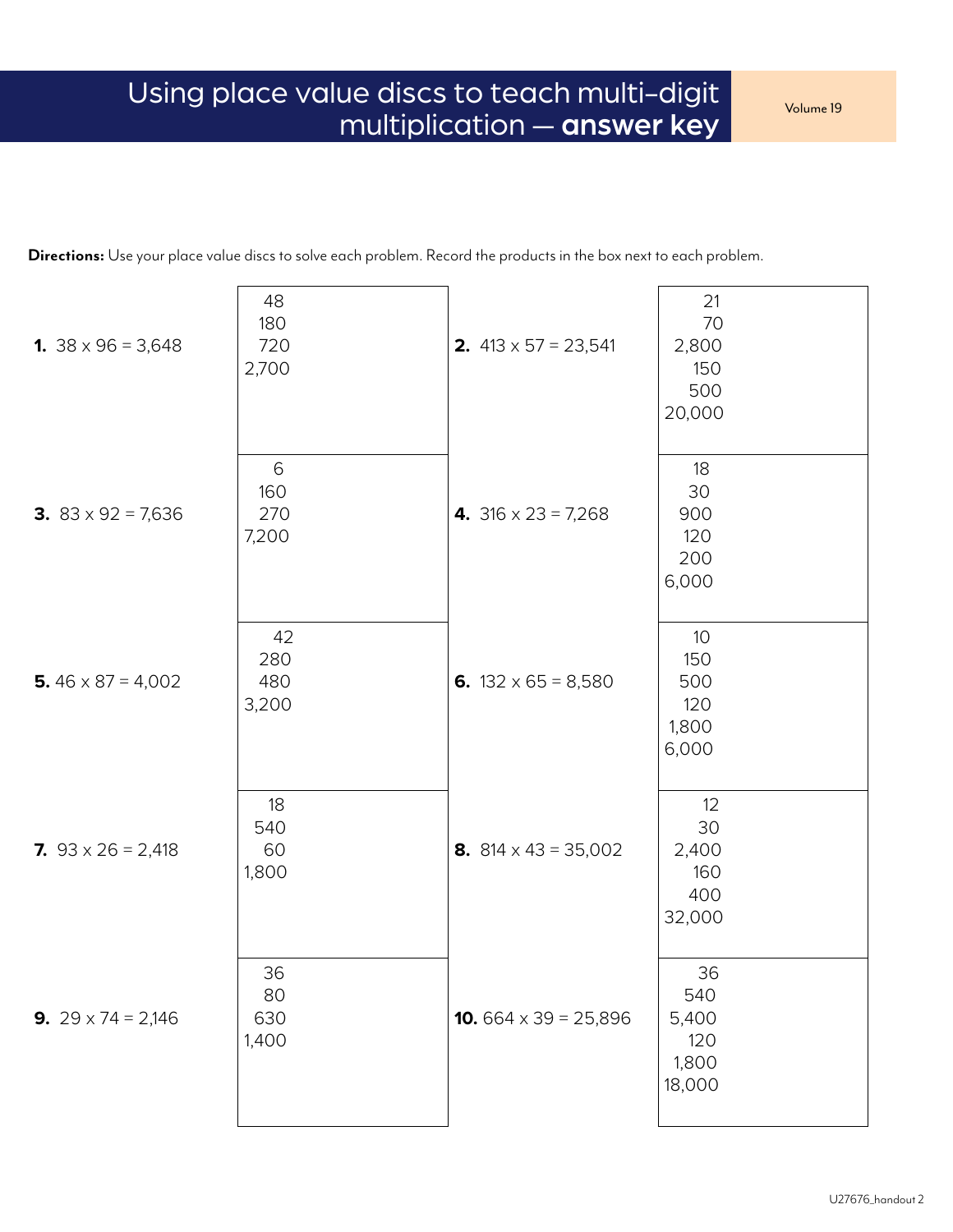# Using place value discs to teach multi-digit multiplication — **answer key**

Volume 19

**Directions:** Use your place value discs to solve each problem. Record the products in the box next to each problem.

| | | | |
|---|---|---|---|
| **1.** 38 x 96 = 3,648 | 48<br>180<br>720<br>2,700 | **2.** 413 x 57 = 23,541 | 21<br>70<br>2,800<br>150<br>500<br>20,000 |
| **3.** 83 x 92 = 7,636 | 6<br>160<br>270<br>7,200 | **4.** 316 x 23 = 7,268 | 18<br>30<br>900<br>120<br>200<br>6,000 |
| **5.** 46 x 87 = 4,002 | 42<br>280<br>480<br>3,200 | **6.** 132 x 65 = 8,580 | 10<br>150<br>500<br>120<br>1,800<br>6,000 |
| **7.** 93 x 26 = 2,418 | 18<br>540<br>60<br>1,800 | **8.** 814 x 43 = 35,002 | 12<br>30<br>2,400<br>160<br>400<br>32,000 |
| **9.** 29 x 74 = 2,146 | 36<br>80<br>630<br>1,400 | **10.** 664 x 39 = 25,896 | 36<br>540<br>5,400<br>120<br>1,800<br>18,000 |

U27676_handout 2